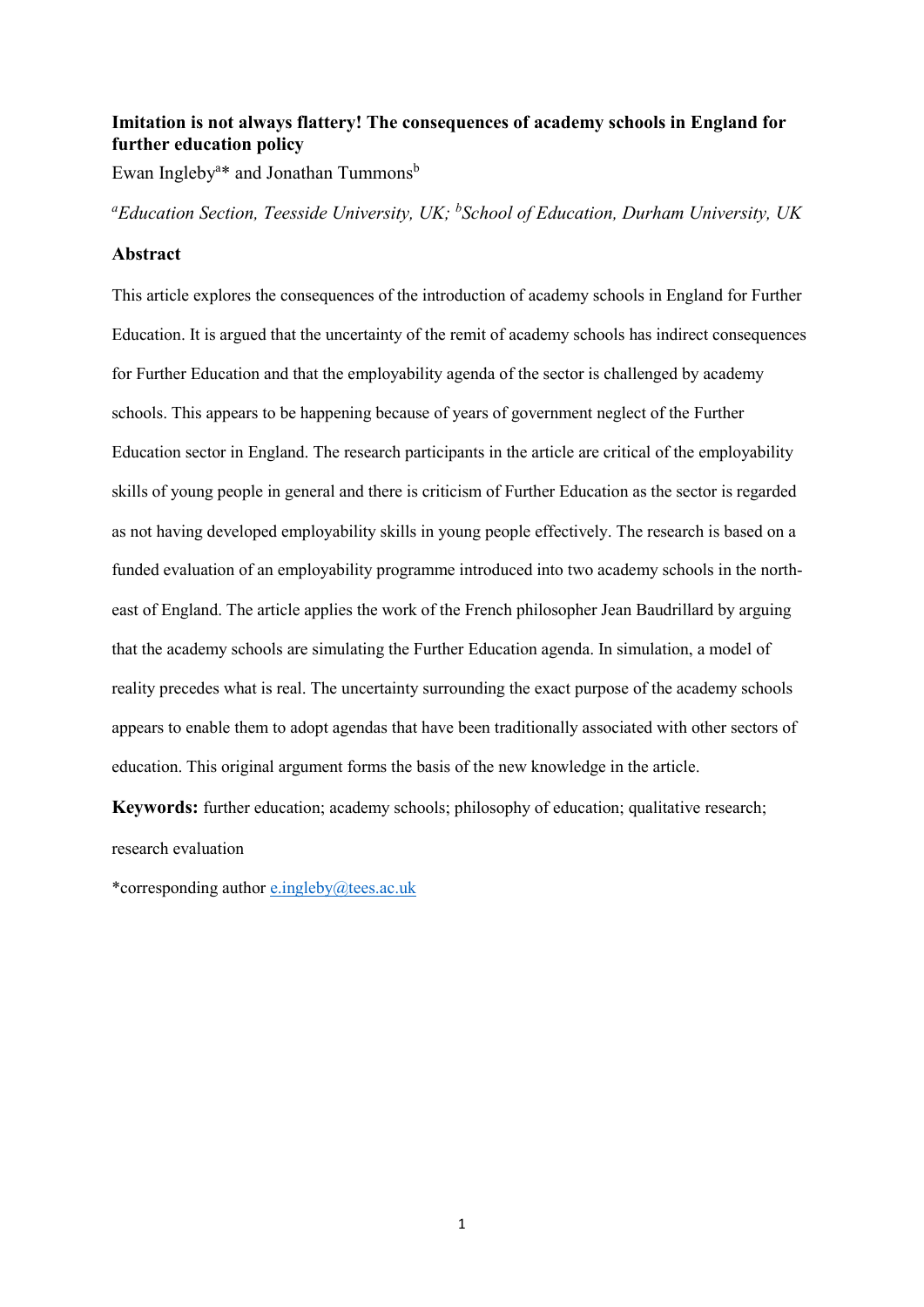# Imitation is not always flattery! The consequences of academy schools in England for further education policy

Ewan Ingleby[a]* and Jonathan Tummons[b]

[a]*Education Section, Teesside University, UK;* [b]*School of Education, Durham University, UK*

## Abstract

This article explores the consequences of the introduction of academy schools in England for Further Education. It is argued that the uncertainty of the remit of academy schools has indirect consequences for Further Education and that the employability agenda of the sector is challenged by academy schools. This appears to be happening because of years of government neglect of the Further Education sector in England. The research participants in the article are critical of the employability skills of young people in general and there is criticism of Further Education as the sector is regarded as not having developed employability skills in young people effectively. The research is based on a funded evaluation of an employability programme introduced into two academy schools in the north-east of England. The article applies the work of the French philosopher Jean Baudrillard by arguing that the academy schools are simulating the Further Education agenda. In simulation, a model of reality precedes what is real. The uncertainty surrounding the exact purpose of the academy schools appears to enable them to adopt agendas that have been traditionally associated with other sectors of education. This original argument forms the basis of the new knowledge in the article.

**Keywords:** further education; academy schools; philosophy of education; qualitative research; research evaluation

*corresponding author e.ingleby@tees.ac.uk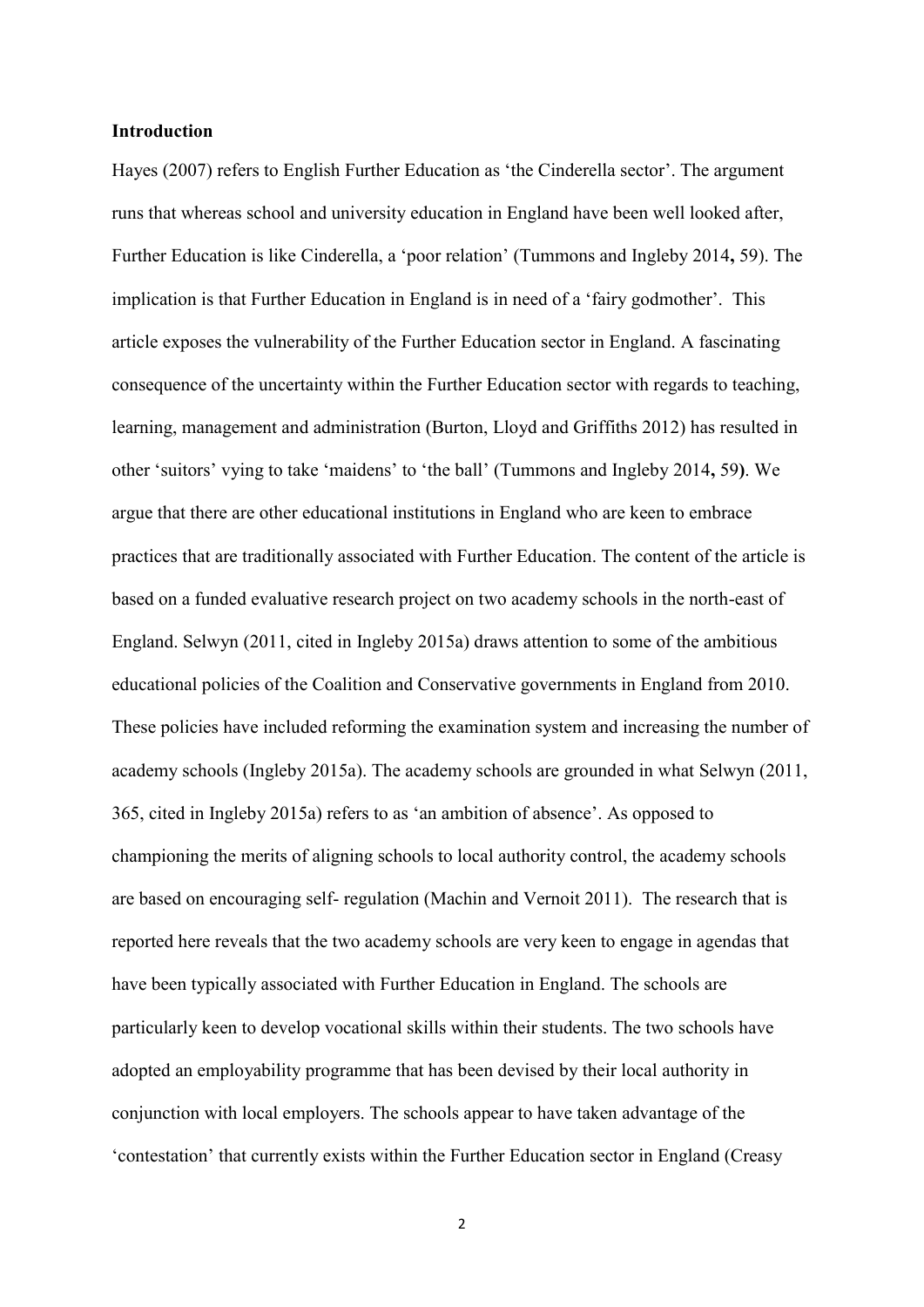## Introduction

Hayes (2007) refers to English Further Education as 'the Cinderella sector'. The argument runs that whereas school and university education in England have been well looked after, Further Education is like Cinderella, a 'poor relation' (Tummons and Ingleby 2014**,** 59). The implication is that Further Education in England is in need of a 'fairy godmother'. This article exposes the vulnerability of the Further Education sector in England. A fascinating consequence of the uncertainty within the Further Education sector with regards to teaching, learning, management and administration (Burton, Lloyd and Griffiths 2012) has resulted in other 'suitors' vying to take 'maidens' to 'the ball' (Tummons and Ingleby 2014**,** 59**)**. We argue that there are other educational institutions in England who are keen to embrace practices that are traditionally associated with Further Education. The content of the article is based on a funded evaluative research project on two academy schools in the north-east of England. Selwyn (2011, cited in Ingleby 2015a) draws attention to some of the ambitious educational policies of the Coalition and Conservative governments in England from 2010. These policies have included reforming the examination system and increasing the number of academy schools (Ingleby 2015a). The academy schools are grounded in what Selwyn (2011, 365, cited in Ingleby 2015a) refers to as 'an ambition of absence'. As opposed to championing the merits of aligning schools to local authority control, the academy schools are based on encouraging self- regulation (Machin and Vernoit 2011). The research that is reported here reveals that the two academy schools are very keen to engage in agendas that have been typically associated with Further Education in England. The schools are particularly keen to develop vocational skills within their students. The two schools have adopted an employability programme that has been devised by their local authority in conjunction with local employers. The schools appear to have taken advantage of the 'contestation' that currently exists within the Further Education sector in England (Creasy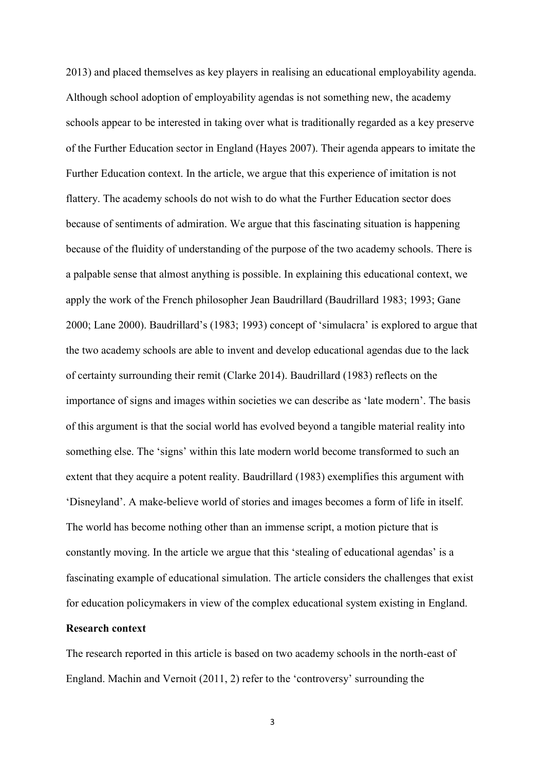2013) and placed themselves as key players in realising an educational employability agenda. Although school adoption of employability agendas is not something new, the academy schools appear to be interested in taking over what is traditionally regarded as a key preserve of the Further Education sector in England (Hayes 2007). Their agenda appears to imitate the Further Education context. In the article, we argue that this experience of imitation is not flattery. The academy schools do not wish to do what the Further Education sector does because of sentiments of admiration. We argue that this fascinating situation is happening because of the fluidity of understanding of the purpose of the two academy schools. There is a palpable sense that almost anything is possible. In explaining this educational context, we apply the work of the French philosopher Jean Baudrillard (Baudrillard 1983; 1993; Gane 2000; Lane 2000). Baudrillard's (1983; 1993) concept of 'simulacra' is explored to argue that the two academy schools are able to invent and develop educational agendas due to the lack of certainty surrounding their remit (Clarke 2014). Baudrillard (1983) reflects on the importance of signs and images within societies we can describe as 'late modern'. The basis of this argument is that the social world has evolved beyond a tangible material reality into something else. The 'signs' within this late modern world become transformed to such an extent that they acquire a potent reality. Baudrillard (1983) exemplifies this argument with 'Disneyland'. A make-believe world of stories and images becomes a form of life in itself. The world has become nothing other than an immense script, a motion picture that is constantly moving. In the article we argue that this 'stealing of educational agendas' is a fascinating example of educational simulation. The article considers the challenges that exist for education policymakers in view of the complex educational system existing in England.

**Research context**

The research reported in this article is based on two academy schools in the north-east of England. Machin and Vernoit (2011, 2) refer to the 'controversy' surrounding the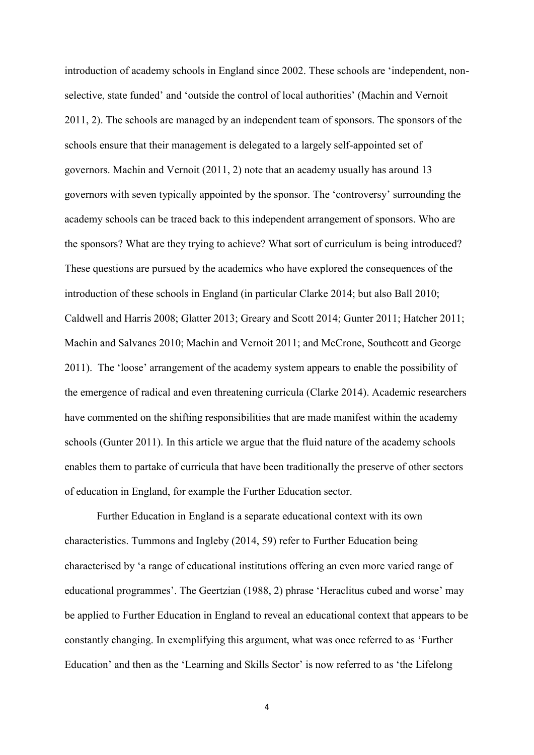introduction of academy schools in England since 2002. These schools are 'independent, non-selective, state funded' and 'outside the control of local authorities' (Machin and Vernoit 2011, 2). The schools are managed by an independent team of sponsors. The sponsors of the schools ensure that their management is delegated to a largely self-appointed set of governors. Machin and Vernoit (2011, 2) note that an academy usually has around 13 governors with seven typically appointed by the sponsor. The 'controversy' surrounding the academy schools can be traced back to this independent arrangement of sponsors. Who are the sponsors? What are they trying to achieve? What sort of curriculum is being introduced? These questions are pursued by the academics who have explored the consequences of the introduction of these schools in England (in particular Clarke 2014; but also Ball 2010; Caldwell and Harris 2008; Glatter 2013; Greary and Scott 2014; Gunter 2011; Hatcher 2011; Machin and Salvanes 2010; Machin and Vernoit 2011; and McCrone, Southcott and George 2011). The 'loose' arrangement of the academy system appears to enable the possibility of the emergence of radical and even threatening curricula (Clarke 2014). Academic researchers have commented on the shifting responsibilities that are made manifest within the academy schools (Gunter 2011). In this article we argue that the fluid nature of the academy schools enables them to partake of curricula that have been traditionally the preserve of other sectors of education in England, for example the Further Education sector.

Further Education in England is a separate educational context with its own characteristics. Tummons and Ingleby (2014, 59) refer to Further Education being characterised by 'a range of educational institutions offering an even more varied range of educational programmes'. The Geertzian (1988, 2) phrase 'Heraclitus cubed and worse' may be applied to Further Education in England to reveal an educational context that appears to be constantly changing. In exemplifying this argument, what was once referred to as 'Further Education' and then as the 'Learning and Skills Sector' is now referred to as 'the Lifelong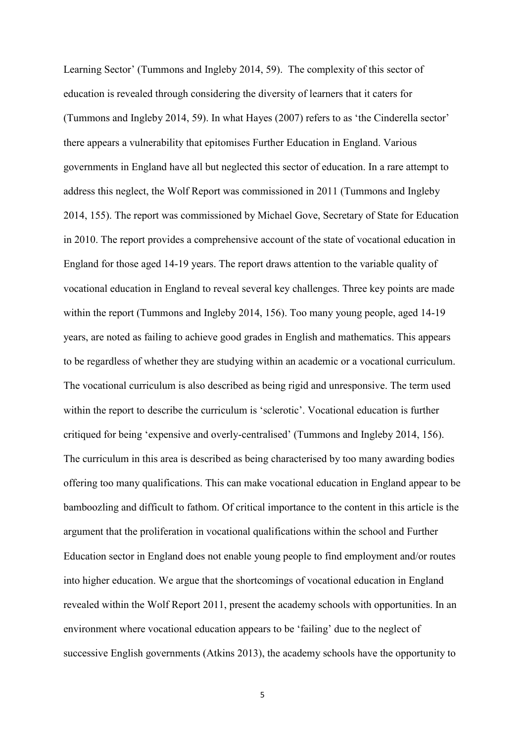Learning Sector' (Tummons and Ingleby 2014, 59). The complexity of this sector of education is revealed through considering the diversity of learners that it caters for (Tummons and Ingleby 2014, 59). In what Hayes (2007) refers to as 'the Cinderella sector' there appears a vulnerability that epitomises Further Education in England. Various governments in England have all but neglected this sector of education. In a rare attempt to address this neglect, the Wolf Report was commissioned in 2011 (Tummons and Ingleby 2014, 155). The report was commissioned by Michael Gove, Secretary of State for Education in 2010. The report provides a comprehensive account of the state of vocational education in England for those aged 14-19 years. The report draws attention to the variable quality of vocational education in England to reveal several key challenges. Three key points are made within the report (Tummons and Ingleby 2014, 156). Too many young people, aged 14-19 years, are noted as failing to achieve good grades in English and mathematics. This appears to be regardless of whether they are studying within an academic or a vocational curriculum. The vocational curriculum is also described as being rigid and unresponsive. The term used within the report to describe the curriculum is 'sclerotic'. Vocational education is further critiqued for being 'expensive and overly-centralised' (Tummons and Ingleby 2014, 156). The curriculum in this area is described as being characterised by too many awarding bodies offering too many qualifications. This can make vocational education in England appear to be bamboozling and difficult to fathom. Of critical importance to the content in this article is the argument that the proliferation in vocational qualifications within the school and Further Education sector in England does not enable young people to find employment and/or routes into higher education. We argue that the shortcomings of vocational education in England revealed within the Wolf Report 2011, present the academy schools with opportunities. In an environment where vocational education appears to be 'failing' due to the neglect of successive English governments (Atkins 2013), the academy schools have the opportunity to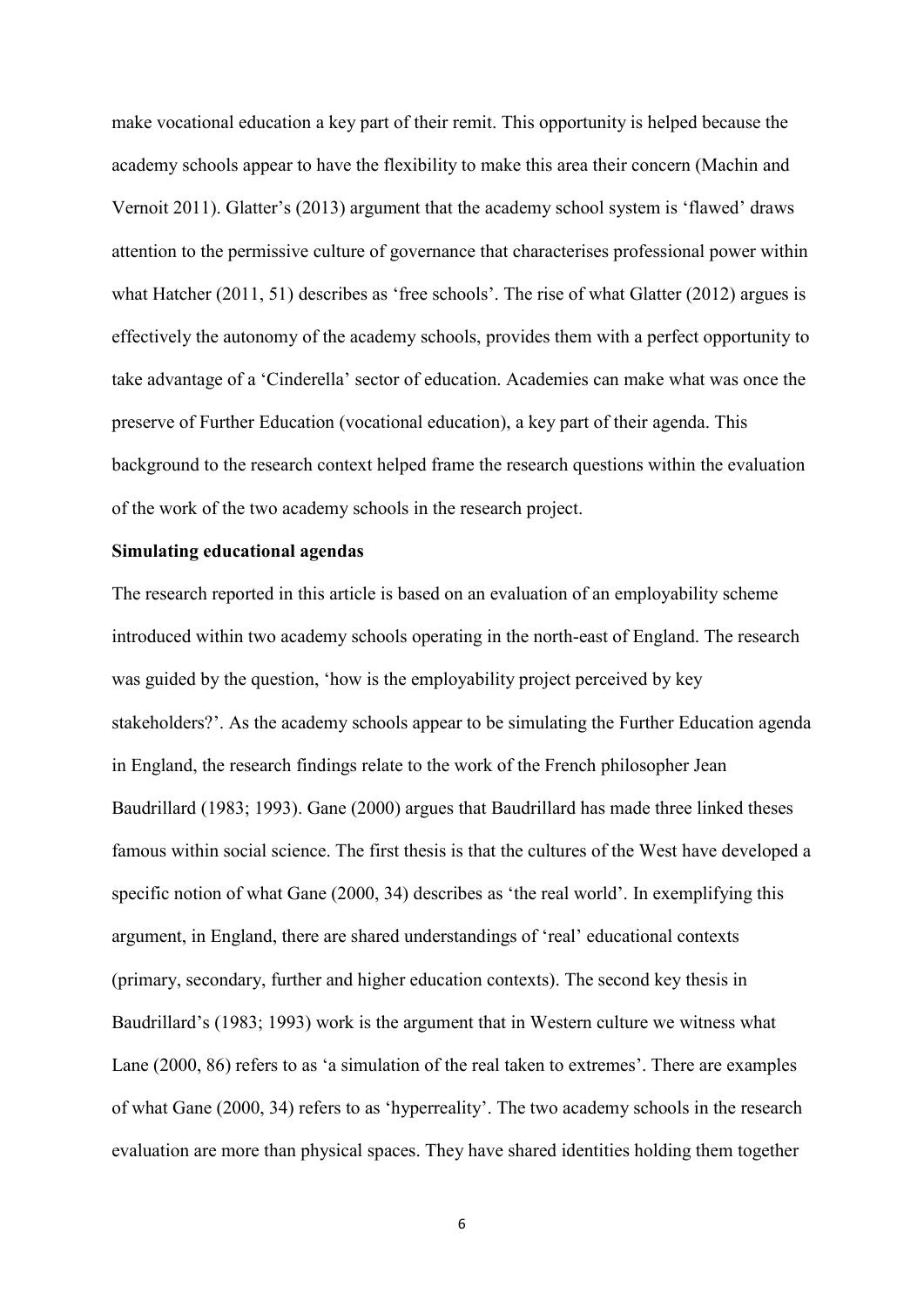make vocational education a key part of their remit. This opportunity is helped because the academy schools appear to have the flexibility to make this area their concern (Machin and Vernoit 2011). Glatter's (2013) argument that the academy school system is 'flawed' draws attention to the permissive culture of governance that characterises professional power within what Hatcher (2011, 51) describes as 'free schools'. The rise of what Glatter (2012) argues is effectively the autonomy of the academy schools, provides them with a perfect opportunity to take advantage of a 'Cinderella' sector of education. Academies can make what was once the preserve of Further Education (vocational education), a key part of their agenda. This background to the research context helped frame the research questions within the evaluation of the work of the two academy schools in the research project.

**Simulating educational agendas**

The research reported in this article is based on an evaluation of an employability scheme introduced within two academy schools operating in the north-east of England. The research was guided by the question, 'how is the employability project perceived by key stakeholders?'. As the academy schools appear to be simulating the Further Education agenda in England, the research findings relate to the work of the French philosopher Jean Baudrillard (1983; 1993). Gane (2000) argues that Baudrillard has made three linked theses famous within social science. The first thesis is that the cultures of the West have developed a specific notion of what Gane (2000, 34) describes as 'the real world'. In exemplifying this argument, in England, there are shared understandings of 'real' educational contexts (primary, secondary, further and higher education contexts). The second key thesis in Baudrillard's (1983; 1993) work is the argument that in Western culture we witness what Lane (2000, 86) refers to as 'a simulation of the real taken to extremes'. There are examples of what Gane (2000, 34) refers to as 'hyperreality'. The two academy schools in the research evaluation are more than physical spaces. They have shared identities holding them together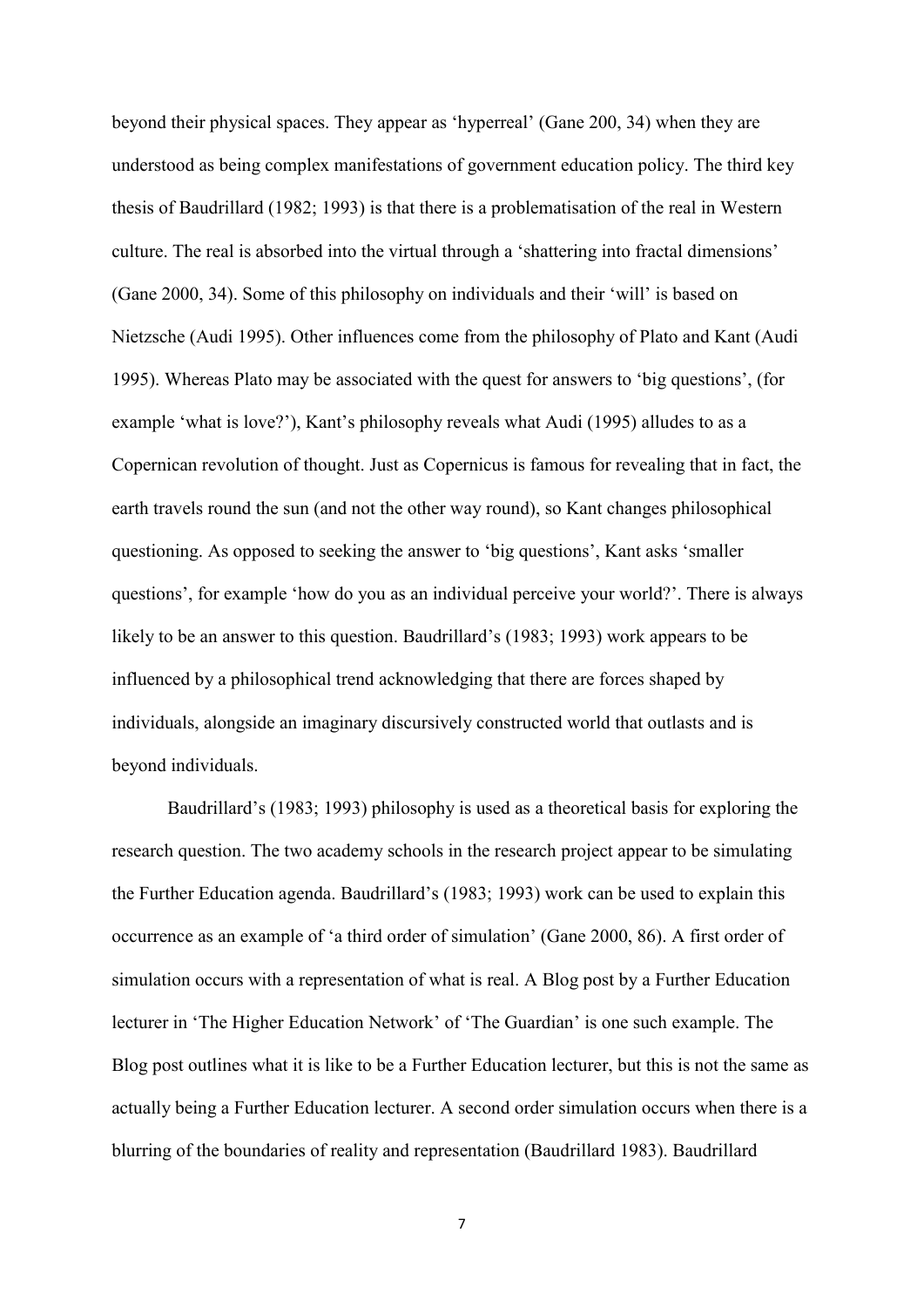beyond their physical spaces. They appear as 'hyperreal' (Gane 200, 34) when they are understood as being complex manifestations of government education policy. The third key thesis of Baudrillard (1982; 1993) is that there is a problematisation of the real in Western culture. The real is absorbed into the virtual through a 'shattering into fractal dimensions' (Gane 2000, 34). Some of this philosophy on individuals and their 'will' is based on Nietzsche (Audi 1995). Other influences come from the philosophy of Plato and Kant (Audi 1995). Whereas Plato may be associated with the quest for answers to 'big questions', (for example 'what is love?'), Kant's philosophy reveals what Audi (1995) alludes to as a Copernican revolution of thought. Just as Copernicus is famous for revealing that in fact, the earth travels round the sun (and not the other way round), so Kant changes philosophical questioning. As opposed to seeking the answer to 'big questions', Kant asks 'smaller questions', for example 'how do you as an individual perceive your world?'. There is always likely to be an answer to this question. Baudrillard's (1983; 1993) work appears to be influenced by a philosophical trend acknowledging that there are forces shaped by individuals, alongside an imaginary discursively constructed world that outlasts and is beyond individuals.

Baudrillard's (1983; 1993) philosophy is used as a theoretical basis for exploring the research question. The two academy schools in the research project appear to be simulating the Further Education agenda. Baudrillard's (1983; 1993) work can be used to explain this occurrence as an example of 'a third order of simulation' (Gane 2000, 86). A first order of simulation occurs with a representation of what is real. A Blog post by a Further Education lecturer in 'The Higher Education Network' of 'The Guardian' is one such example. The Blog post outlines what it is like to be a Further Education lecturer, but this is not the same as actually being a Further Education lecturer. A second order simulation occurs when there is a blurring of the boundaries of reality and representation (Baudrillard 1983). Baudrillard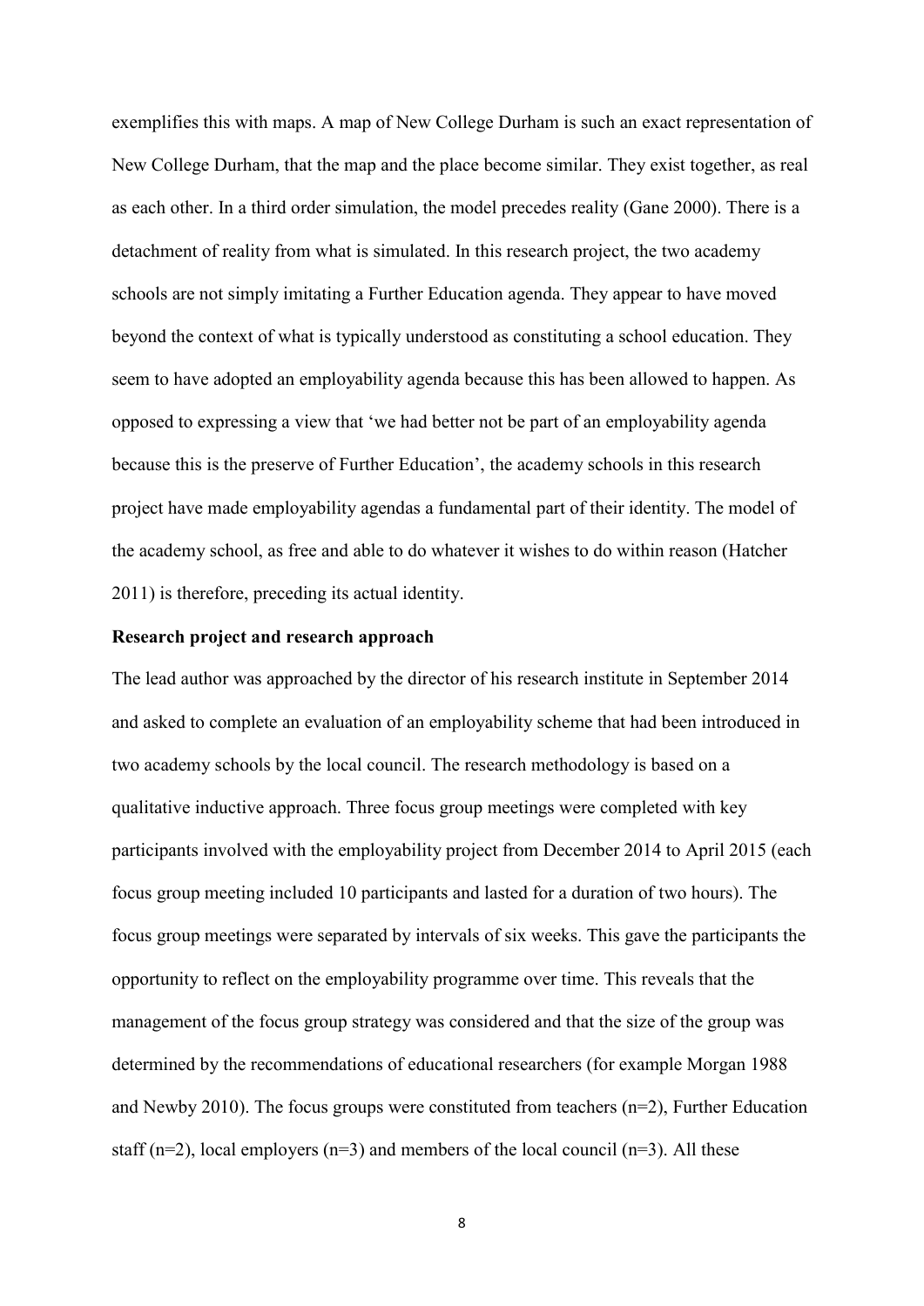exemplifies this with maps. A map of New College Durham is such an exact representation of New College Durham, that the map and the place become similar. They exist together, as real as each other. In a third order simulation, the model precedes reality (Gane 2000). There is a detachment of reality from what is simulated. In this research project, the two academy schools are not simply imitating a Further Education agenda. They appear to have moved beyond the context of what is typically understood as constituting a school education. They seem to have adopted an employability agenda because this has been allowed to happen. As opposed to expressing a view that 'we had better not be part of an employability agenda because this is the preserve of Further Education', the academy schools in this research project have made employability agendas a fundamental part of their identity. The model of the academy school, as free and able to do whatever it wishes to do within reason (Hatcher 2011) is therefore, preceding its actual identity.

**Research project and research approach**

The lead author was approached by the director of his research institute in September 2014 and asked to complete an evaluation of an employability scheme that had been introduced in two academy schools by the local council. The research methodology is based on a qualitative inductive approach. Three focus group meetings were completed with key participants involved with the employability project from December 2014 to April 2015 (each focus group meeting included 10 participants and lasted for a duration of two hours). The focus group meetings were separated by intervals of six weeks. This gave the participants the opportunity to reflect on the employability programme over time. This reveals that the management of the focus group strategy was considered and that the size of the group was determined by the recommendations of educational researchers (for example Morgan 1988 and Newby 2010). The focus groups were constituted from teachers (n=2), Further Education staff (n=2), local employers (n=3) and members of the local council (n=3). All these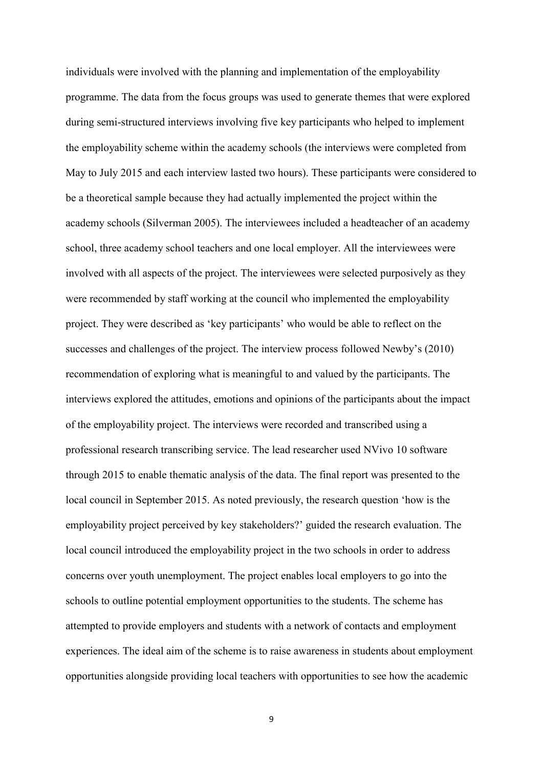individuals were involved with the planning and implementation of the employability programme. The data from the focus groups was used to generate themes that were explored during semi-structured interviews involving five key participants who helped to implement the employability scheme within the academy schools (the interviews were completed from May to July 2015 and each interview lasted two hours). These participants were considered to be a theoretical sample because they had actually implemented the project within the academy schools (Silverman 2005). The interviewees included a headteacher of an academy school, three academy school teachers and one local employer. All the interviewees were involved with all aspects of the project. The interviewees were selected purposively as they were recommended by staff working at the council who implemented the employability project. They were described as 'key participants' who would be able to reflect on the successes and challenges of the project. The interview process followed Newby's (2010) recommendation of exploring what is meaningful to and valued by the participants. The interviews explored the attitudes, emotions and opinions of the participants about the impact of the employability project. The interviews were recorded and transcribed using a professional research transcribing service. The lead researcher used NVivo 10 software through 2015 to enable thematic analysis of the data. The final report was presented to the local council in September 2015. As noted previously, the research question 'how is the employability project perceived by key stakeholders?' guided the research evaluation. The local council introduced the employability project in the two schools in order to address concerns over youth unemployment. The project enables local employers to go into the schools to outline potential employment opportunities to the students. The scheme has attempted to provide employers and students with a network of contacts and employment experiences. The ideal aim of the scheme is to raise awareness in students about employment opportunities alongside providing local teachers with opportunities to see how the academic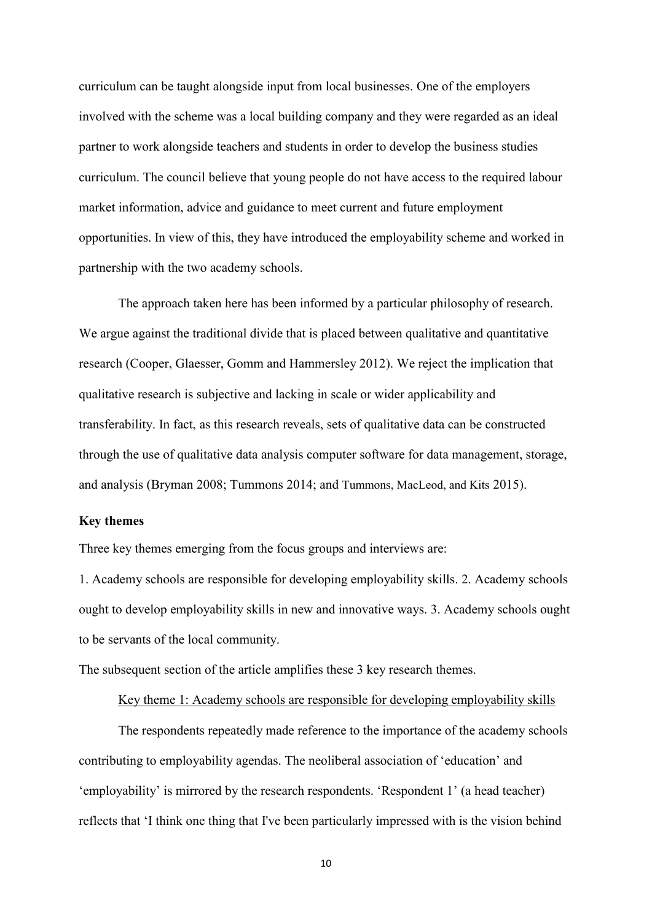curriculum can be taught alongside input from local businesses. One of the employers involved with the scheme was a local building company and they were regarded as an ideal partner to work alongside teachers and students in order to develop the business studies curriculum. The council believe that young people do not have access to the required labour market information, advice and guidance to meet current and future employment opportunities. In view of this, they have introduced the employability scheme and worked in partnership with the two academy schools.

The approach taken here has been informed by a particular philosophy of research. We argue against the traditional divide that is placed between qualitative and quantitative research (Cooper, Glaesser, Gomm and Hammersley 2012). We reject the implication that qualitative research is subjective and lacking in scale or wider applicability and transferability. In fact, as this research reveals, sets of qualitative data can be constructed through the use of qualitative data analysis computer software for data management, storage, and analysis (Bryman 2008; Tummons 2014; and Tummons, MacLeod, and Kits 2015).

**Key themes**

Three key themes emerging from the focus groups and interviews are:

1. Academy schools are responsible for developing employability skills. 2. Academy schools ought to develop employability skills in new and innovative ways. 3. Academy schools ought to be servants of the local community.

The subsequent section of the article amplifies these 3 key research themes.

<u>Key theme 1: Academy schools are responsible for developing employability skills</u>

The respondents repeatedly made reference to the importance of the academy schools contributing to employability agendas. The neoliberal association of 'education' and 'employability' is mirrored by the research respondents. 'Respondent 1' (a head teacher) reflects that 'I think one thing that I've been particularly impressed with is the vision behind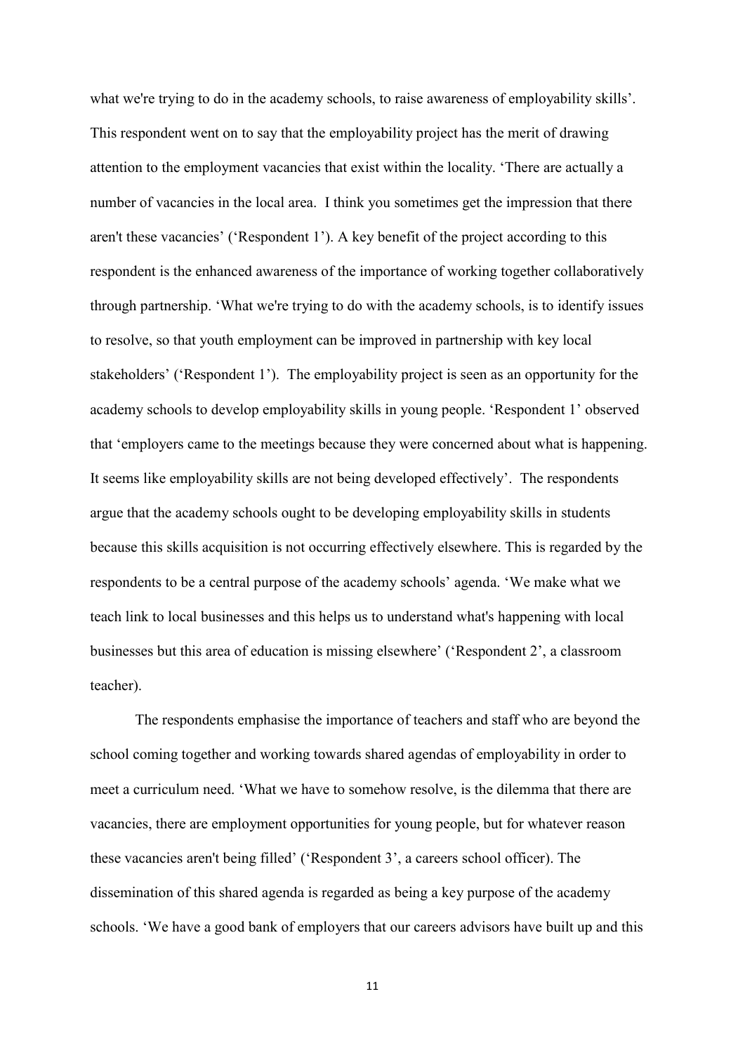what we're trying to do in the academy schools, to raise awareness of employability skills'. This respondent went on to say that the employability project has the merit of drawing attention to the employment vacancies that exist within the locality. 'There are actually a number of vacancies in the local area. I think you sometimes get the impression that there aren't these vacancies' ('Respondent 1'). A key benefit of the project according to this respondent is the enhanced awareness of the importance of working together collaboratively through partnership. 'What we're trying to do with the academy schools, is to identify issues to resolve, so that youth employment can be improved in partnership with key local stakeholders' ('Respondent 1'). The employability project is seen as an opportunity for the academy schools to develop employability skills in young people. 'Respondent 1' observed that 'employers came to the meetings because they were concerned about what is happening. It seems like employability skills are not being developed effectively'. The respondents argue that the academy schools ought to be developing employability skills in students because this skills acquisition is not occurring effectively elsewhere. This is regarded by the respondents to be a central purpose of the academy schools' agenda. 'We make what we teach link to local businesses and this helps us to understand what's happening with local businesses but this area of education is missing elsewhere' ('Respondent 2', a classroom teacher).

The respondents emphasise the importance of teachers and staff who are beyond the school coming together and working towards shared agendas of employability in order to meet a curriculum need. 'What we have to somehow resolve, is the dilemma that there are vacancies, there are employment opportunities for young people, but for whatever reason these vacancies aren't being filled' ('Respondent 3', a careers school officer). The dissemination of this shared agenda is regarded as being a key purpose of the academy schools. 'We have a good bank of employers that our careers advisors have built up and this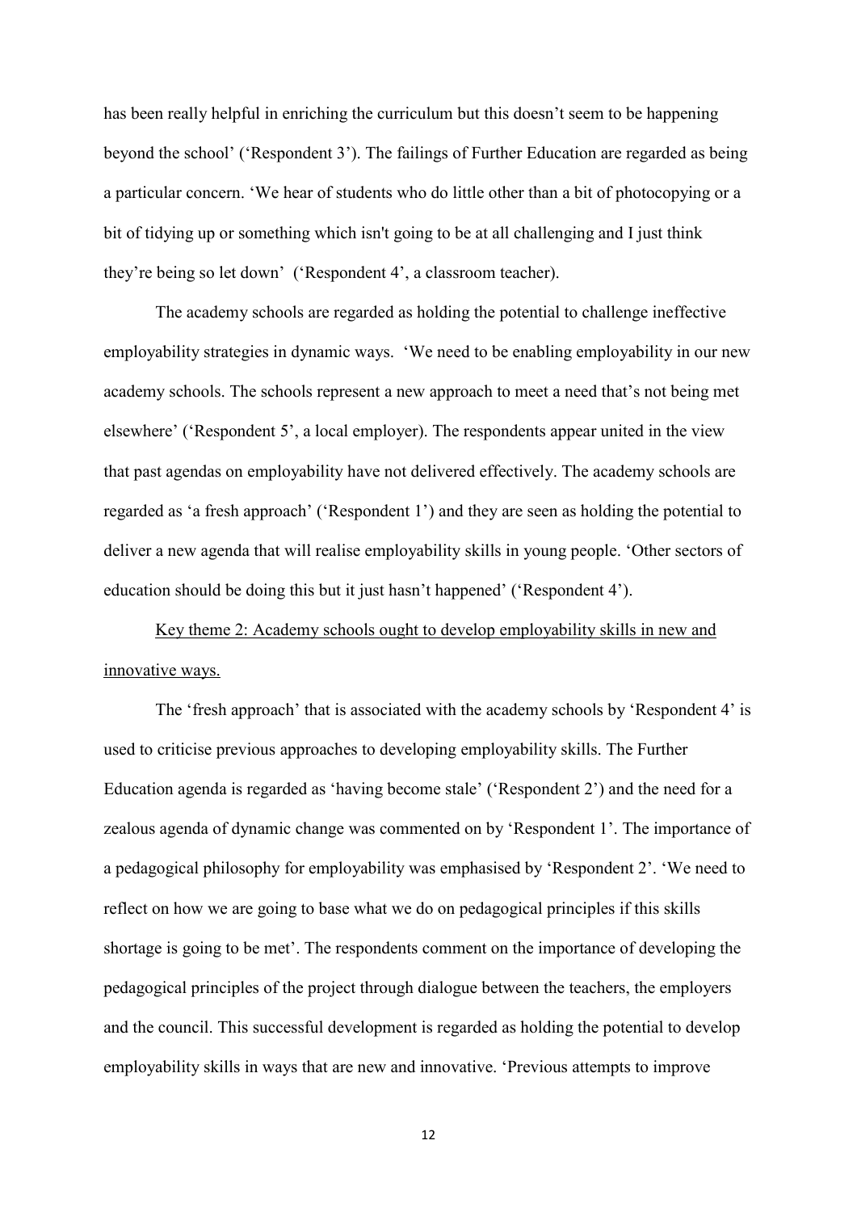has been really helpful in enriching the curriculum but this doesn't seem to be happening beyond the school' ('Respondent 3'). The failings of Further Education are regarded as being a particular concern. 'We hear of students who do little other than a bit of photocopying or a bit of tidying up or something which isn't going to be at all challenging and I just think they're being so let down' ('Respondent 4', a classroom teacher).

The academy schools are regarded as holding the potential to challenge ineffective employability strategies in dynamic ways. 'We need to be enabling employability in our new academy schools. The schools represent a new approach to meet a need that's not being met elsewhere' ('Respondent 5', a local employer). The respondents appear united in the view that past agendas on employability have not delivered effectively. The academy schools are regarded as 'a fresh approach' ('Respondent 1') and they are seen as holding the potential to deliver a new agenda that will realise employability skills in young people. 'Other sectors of education should be doing this but it just hasn't happened' ('Respondent 4').

<u>Key theme 2: Academy schools ought to develop employability skills in new and innovative ways.</u>

The 'fresh approach' that is associated with the academy schools by 'Respondent 4' is used to criticise previous approaches to developing employability skills. The Further Education agenda is regarded as 'having become stale' ('Respondent 2') and the need for a zealous agenda of dynamic change was commented on by 'Respondent 1'. The importance of a pedagogical philosophy for employability was emphasised by 'Respondent 2'. 'We need to reflect on how we are going to base what we do on pedagogical principles if this skills shortage is going to be met'. The respondents comment on the importance of developing the pedagogical principles of the project through dialogue between the teachers, the employers and the council. This successful development is regarded as holding the potential to develop employability skills in ways that are new and innovative. 'Previous attempts to improve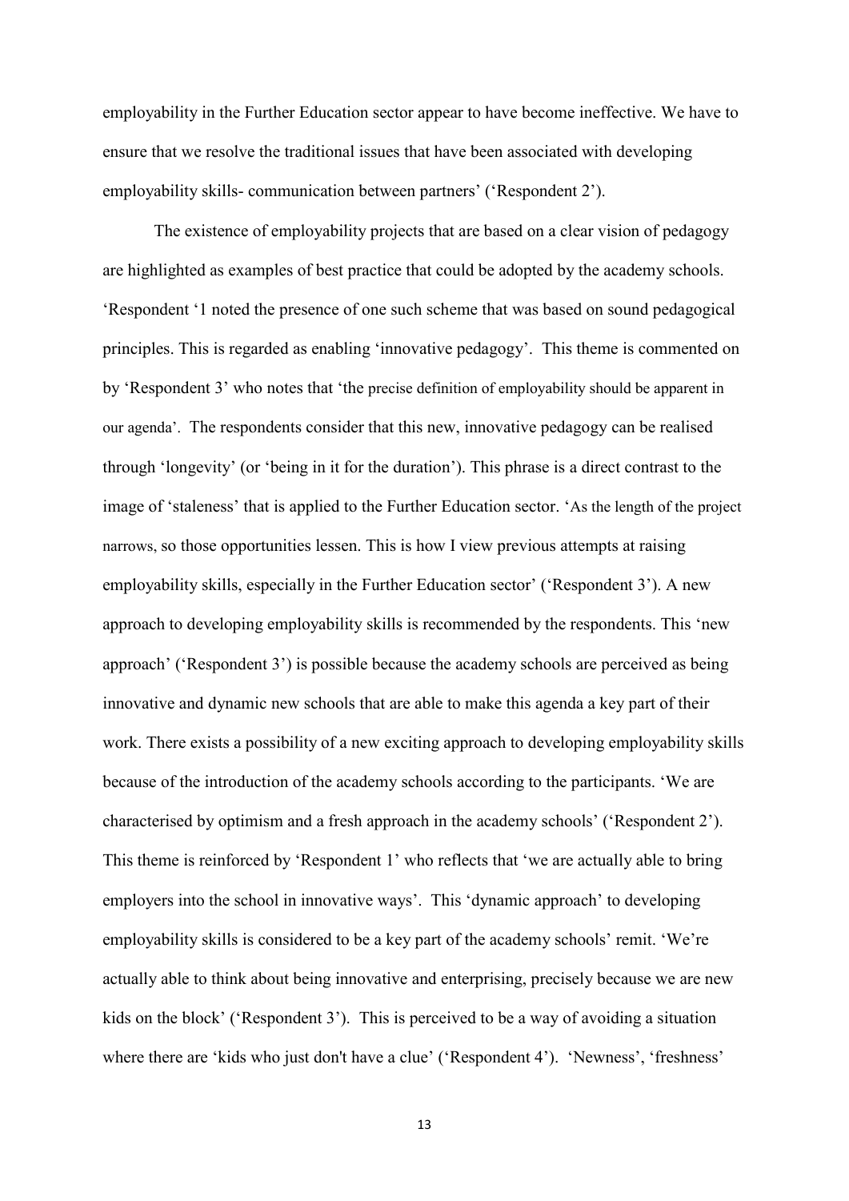employability in the Further Education sector appear to have become ineffective. We have to ensure that we resolve the traditional issues that have been associated with developing employability skills- communication between partners' ('Respondent 2').

The existence of employability projects that are based on a clear vision of pedagogy are highlighted as examples of best practice that could be adopted by the academy schools. 'Respondent '1 noted the presence of one such scheme that was based on sound pedagogical principles. This is regarded as enabling 'innovative pedagogy'. This theme is commented on by 'Respondent 3' who notes that 'the precise definition of employability should be apparent in our agenda'. The respondents consider that this new, innovative pedagogy can be realised through 'longevity' (or 'being in it for the duration'). This phrase is a direct contrast to the image of 'staleness' that is applied to the Further Education sector. 'As the length of the project narrows, so those opportunities lessen. This is how I view previous attempts at raising employability skills, especially in the Further Education sector' ('Respondent 3'). A new approach to developing employability skills is recommended by the respondents. This 'new approach' ('Respondent 3') is possible because the academy schools are perceived as being innovative and dynamic new schools that are able to make this agenda a key part of their work. There exists a possibility of a new exciting approach to developing employability skills because of the introduction of the academy schools according to the participants. 'We are characterised by optimism and a fresh approach in the academy schools' ('Respondent 2'). This theme is reinforced by 'Respondent 1' who reflects that 'we are actually able to bring employers into the school in innovative ways'. This 'dynamic approach' to developing employability skills is considered to be a key part of the academy schools' remit. 'We're actually able to think about being innovative and enterprising, precisely because we are new kids on the block' ('Respondent 3'). This is perceived to be a way of avoiding a situation where there are 'kids who just don't have a clue' ('Respondent 4'). 'Newness', 'freshness'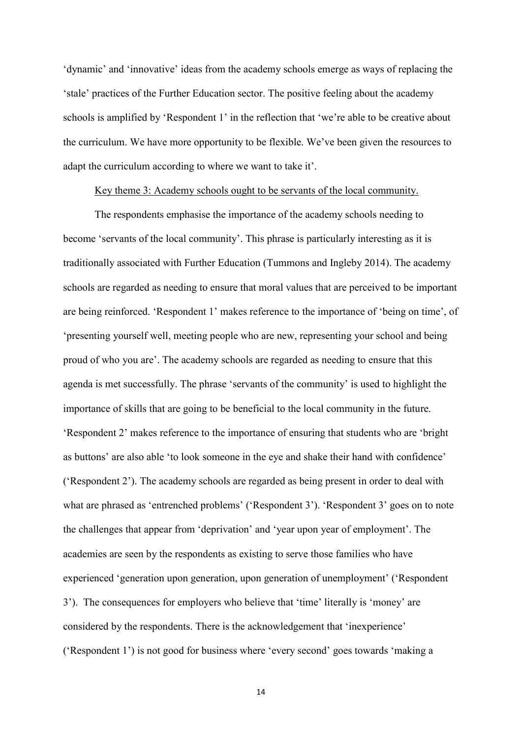'dynamic' and 'innovative' ideas from the academy schools emerge as ways of replacing the 'stale' practices of the Further Education sector. The positive feeling about the academy schools is amplified by 'Respondent 1' in the reflection that 'we're able to be creative about the curriculum. We have more opportunity to be flexible. We've been given the resources to adapt the curriculum according to where we want to take it'.

Key theme 3: Academy schools ought to be servants of the local community.

The respondents emphasise the importance of the academy schools needing to become 'servants of the local community'. This phrase is particularly interesting as it is traditionally associated with Further Education (Tummons and Ingleby 2014). The academy schools are regarded as needing to ensure that moral values that are perceived to be important are being reinforced. 'Respondent 1' makes reference to the importance of 'being on time', of 'presenting yourself well, meeting people who are new, representing your school and being proud of who you are'. The academy schools are regarded as needing to ensure that this agenda is met successfully. The phrase 'servants of the community' is used to highlight the importance of skills that are going to be beneficial to the local community in the future. 'Respondent 2' makes reference to the importance of ensuring that students who are 'bright as buttons' are also able 'to look someone in the eye and shake their hand with confidence' ('Respondent 2'). The academy schools are regarded as being present in order to deal with what are phrased as 'entrenched problems' ('Respondent 3'). 'Respondent 3' goes on to note the challenges that appear from 'deprivation' and 'year upon year of employment'. The academies are seen by the respondents as existing to serve those families who have experienced 'generation upon generation, upon generation of unemployment' ('Respondent 3'). The consequences for employers who believe that 'time' literally is 'money' are considered by the respondents. There is the acknowledgement that 'inexperience' ('Respondent 1') is not good for business where 'every second' goes towards 'making a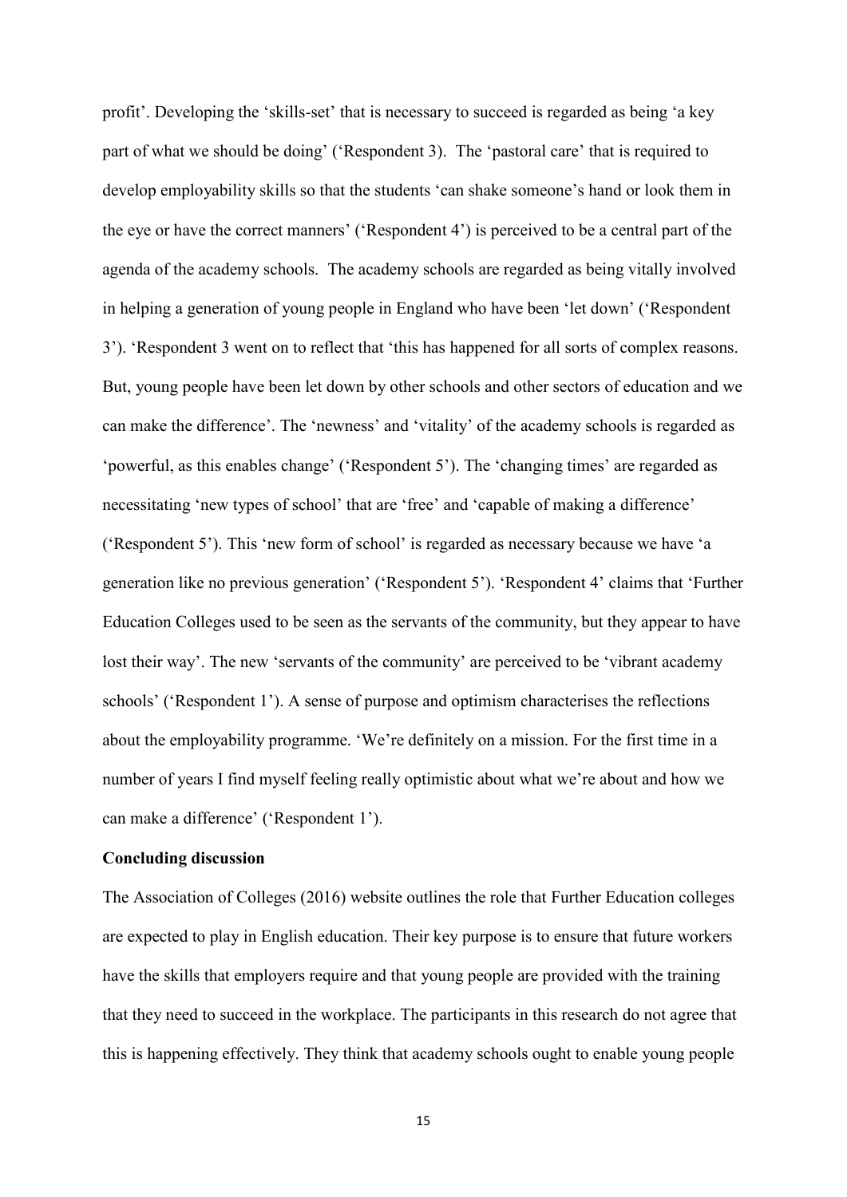profit'. Developing the 'skills-set' that is necessary to succeed is regarded as being 'a key part of what we should be doing' ('Respondent 3). The 'pastoral care' that is required to develop employability skills so that the students 'can shake someone's hand or look them in the eye or have the correct manners' ('Respondent 4') is perceived to be a central part of the agenda of the academy schools. The academy schools are regarded as being vitally involved in helping a generation of young people in England who have been 'let down' ('Respondent 3'). 'Respondent 3 went on to reflect that 'this has happened for all sorts of complex reasons. But, young people have been let down by other schools and other sectors of education and we can make the difference'. The 'newness' and 'vitality' of the academy schools is regarded as 'powerful, as this enables change' ('Respondent 5'). The 'changing times' are regarded as necessitating 'new types of school' that are 'free' and 'capable of making a difference' ('Respondent 5'). This 'new form of school' is regarded as necessary because we have 'a generation like no previous generation' ('Respondent 5'). 'Respondent 4' claims that 'Further Education Colleges used to be seen as the servants of the community, but they appear to have lost their way'. The new 'servants of the community' are perceived to be 'vibrant academy schools' ('Respondent 1'). A sense of purpose and optimism characterises the reflections about the employability programme. 'We're definitely on a mission. For the first time in a number of years I find myself feeling really optimistic about what we're about and how we can make a difference' ('Respondent 1').

**Concluding discussion**

The Association of Colleges (2016) website outlines the role that Further Education colleges are expected to play in English education. Their key purpose is to ensure that future workers have the skills that employers require and that young people are provided with the training that they need to succeed in the workplace. The participants in this research do not agree that this is happening effectively. They think that academy schools ought to enable young people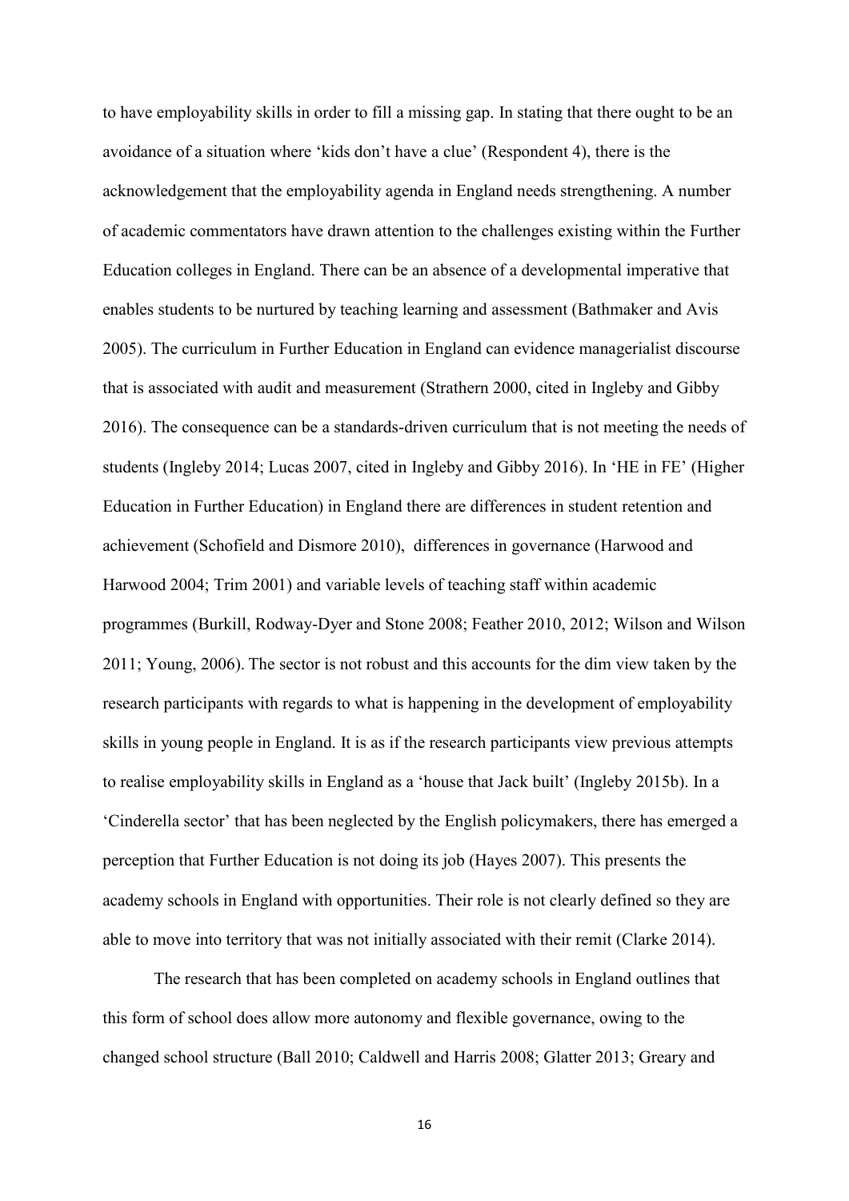to have employability skills in order to fill a missing gap. In stating that there ought to be an avoidance of a situation where 'kids don't have a clue' (Respondent 4), there is the acknowledgement that the employability agenda in England needs strengthening. A number of academic commentators have drawn attention to the challenges existing within the Further Education colleges in England. There can be an absence of a developmental imperative that enables students to be nurtured by teaching learning and assessment (Bathmaker and Avis 2005). The curriculum in Further Education in England can evidence managerialist discourse that is associated with audit and measurement (Strathern 2000, cited in Ingleby and Gibby 2016). The consequence can be a standards-driven curriculum that is not meeting the needs of students (Ingleby 2014; Lucas 2007, cited in Ingleby and Gibby 2016). In 'HE in FE' (Higher Education in Further Education) in England there are differences in student retention and achievement (Schofield and Dismore 2010), differences in governance (Harwood and Harwood 2004; Trim 2001) and variable levels of teaching staff within academic programmes (Burkill, Rodway-Dyer and Stone 2008; Feather 2010, 2012; Wilson and Wilson 2011; Young, 2006). The sector is not robust and this accounts for the dim view taken by the research participants with regards to what is happening in the development of employability skills in young people in England. It is as if the research participants view previous attempts to realise employability skills in England as a 'house that Jack built' (Ingleby 2015b). In a 'Cinderella sector' that has been neglected by the English policymakers, there has emerged a perception that Further Education is not doing its job (Hayes 2007). This presents the academy schools in England with opportunities. Their role is not clearly defined so they are able to move into territory that was not initially associated with their remit (Clarke 2014).

The research that has been completed on academy schools in England outlines that this form of school does allow more autonomy and flexible governance, owing to the changed school structure (Ball 2010; Caldwell and Harris 2008; Glatter 2013; Greary and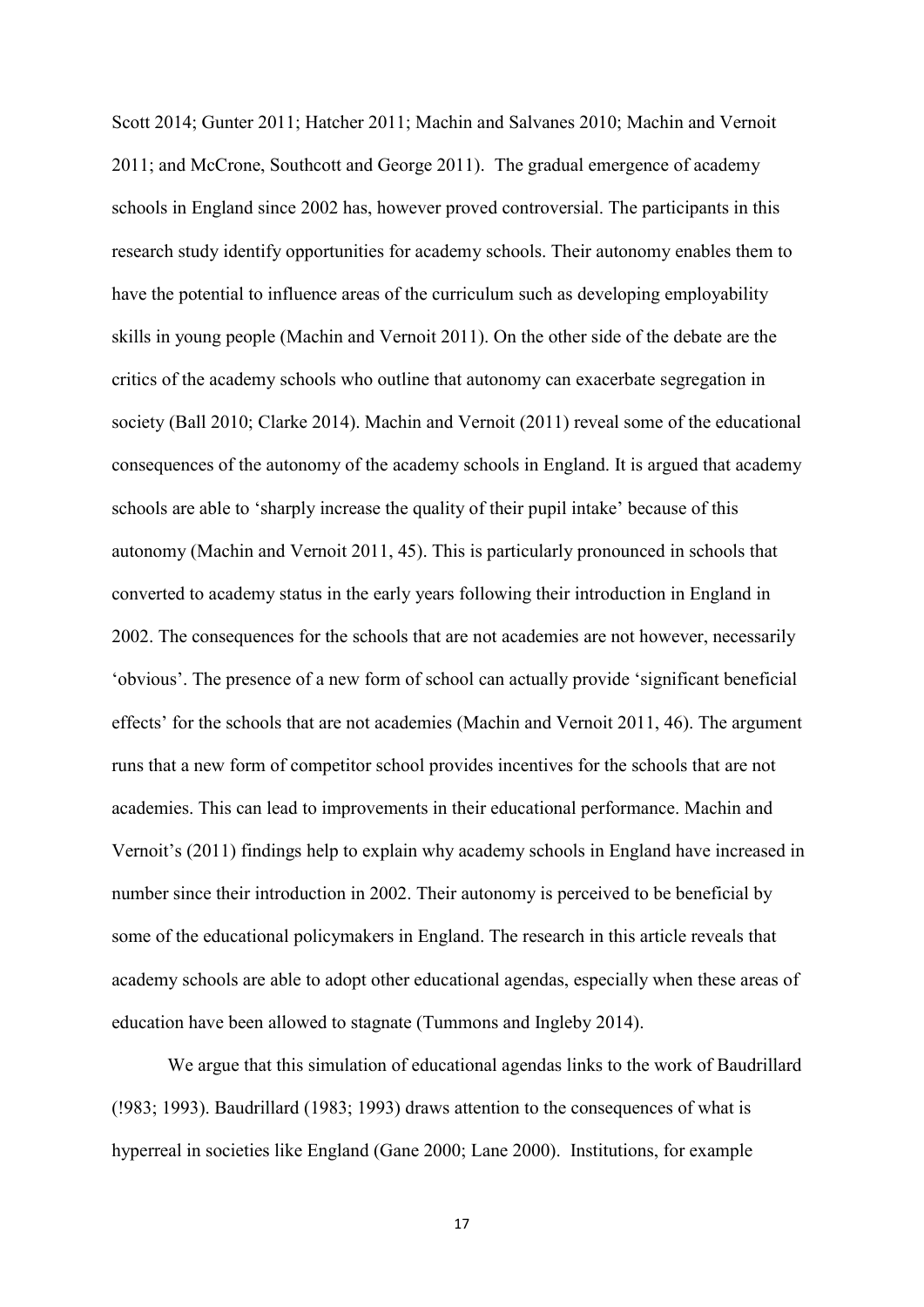Scott 2014; Gunter 2011; Hatcher 2011; Machin and Salvanes 2010; Machin and Vernoit 2011; and McCrone, Southcott and George 2011). The gradual emergence of academy schools in England since 2002 has, however proved controversial. The participants in this research study identify opportunities for academy schools. Their autonomy enables them to have the potential to influence areas of the curriculum such as developing employability skills in young people (Machin and Vernoit 2011). On the other side of the debate are the critics of the academy schools who outline that autonomy can exacerbate segregation in society (Ball 2010; Clarke 2014). Machin and Vernoit (2011) reveal some of the educational consequences of the autonomy of the academy schools in England. It is argued that academy schools are able to 'sharply increase the quality of their pupil intake' because of this autonomy (Machin and Vernoit 2011, 45). This is particularly pronounced in schools that converted to academy status in the early years following their introduction in England in 2002. The consequences for the schools that are not academies are not however, necessarily 'obvious'. The presence of a new form of school can actually provide 'significant beneficial effects' for the schools that are not academies (Machin and Vernoit 2011, 46). The argument runs that a new form of competitor school provides incentives for the schools that are not academies. This can lead to improvements in their educational performance. Machin and Vernoit's (2011) findings help to explain why academy schools in England have increased in number since their introduction in 2002. Their autonomy is perceived to be beneficial by some of the educational policymakers in England. The research in this article reveals that academy schools are able to adopt other educational agendas, especially when these areas of education have been allowed to stagnate (Tummons and Ingleby 2014).

We argue that this simulation of educational agendas links to the work of Baudrillard (!983; 1993). Baudrillard (1983; 1993) draws attention to the consequences of what is hyperreal in societies like England (Gane 2000; Lane 2000). Institutions, for example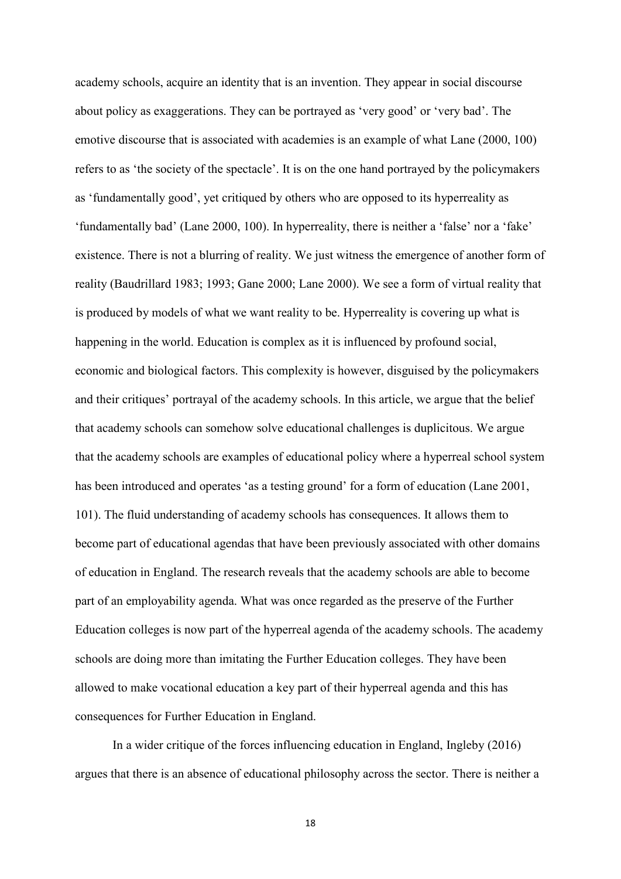academy schools, acquire an identity that is an invention. They appear in social discourse about policy as exaggerations. They can be portrayed as 'very good' or 'very bad'. The emotive discourse that is associated with academies is an example of what Lane (2000, 100) refers to as 'the society of the spectacle'. It is on the one hand portrayed by the policymakers as 'fundamentally good', yet critiqued by others who are opposed to its hyperreality as 'fundamentally bad' (Lane 2000, 100). In hyperreality, there is neither a 'false' nor a 'fake' existence. There is not a blurring of reality. We just witness the emergence of another form of reality (Baudrillard 1983; 1993; Gane 2000; Lane 2000). We see a form of virtual reality that is produced by models of what we want reality to be. Hyperreality is covering up what is happening in the world. Education is complex as it is influenced by profound social, economic and biological factors. This complexity is however, disguised by the policymakers and their critiques' portrayal of the academy schools. In this article, we argue that the belief that academy schools can somehow solve educational challenges is duplicitous. We argue that the academy schools are examples of educational policy where a hyperreal school system has been introduced and operates 'as a testing ground' for a form of education (Lane 2001, 101). The fluid understanding of academy schools has consequences. It allows them to become part of educational agendas that have been previously associated with other domains of education in England. The research reveals that the academy schools are able to become part of an employability agenda. What was once regarded as the preserve of the Further Education colleges is now part of the hyperreal agenda of the academy schools. The academy schools are doing more than imitating the Further Education colleges. They have been allowed to make vocational education a key part of their hyperreal agenda and this has consequences for Further Education in England.

In a wider critique of the forces influencing education in England, Ingleby (2016) argues that there is an absence of educational philosophy across the sector. There is neither a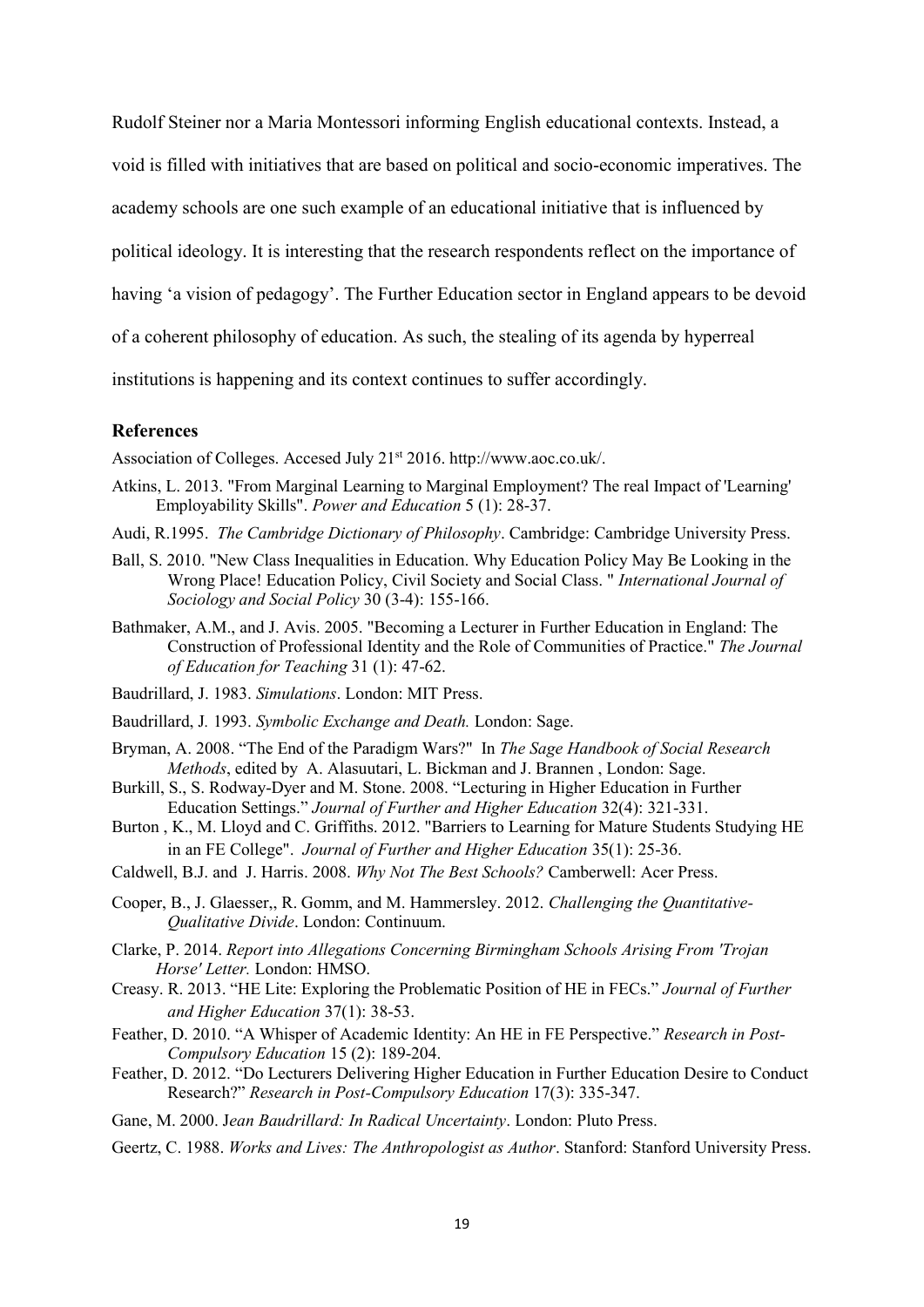Rudolf Steiner nor a Maria Montessori informing English educational contexts. Instead, a void is filled with initiatives that are based on political and socio-economic imperatives. The academy schools are one such example of an educational initiative that is influenced by political ideology. It is interesting that the research respondents reflect on the importance of having 'a vision of pedagogy'. The Further Education sector in England appears to be devoid of a coherent philosophy of education. As such, the stealing of its agenda by hyperreal institutions is happening and its context continues to suffer accordingly.

### References

Association of Colleges. Accesed July 21st 2016. http://www.aoc.co.uk/.

Atkins, L. 2013. "From Marginal Learning to Marginal Employment? The real Impact of 'Learning' Employability Skills". *Power and Education* 5 (1): 28-37.

Audi, R.1995. *The Cambridge Dictionary of Philosophy*. Cambridge: Cambridge University Press.

Ball, S. 2010. "New Class Inequalities in Education. Why Education Policy May Be Looking in the Wrong Place! Education Policy, Civil Society and Social Class. " *International Journal of Sociology and Social Policy* 30 (3-4): 155-166.

Bathmaker, A.M., and J. Avis. 2005. "Becoming a Lecturer in Further Education in England: The Construction of Professional Identity and the Role of Communities of Practice." *The Journal of Education for Teaching* 31 (1): 47-62.

Baudrillard, J. 1983. *Simulations*. London: MIT Press.

Baudrillard, J. 1993. *Symbolic Exchange and Death.* London: Sage.

Bryman, A. 2008. "The End of the Paradigm Wars?" In *The Sage Handbook of Social Research Methods*, edited by A. Alasuutari, L. Bickman and J. Brannen , London: Sage.

Burkill, S., S. Rodway-Dyer and M. Stone. 2008. "Lecturing in Higher Education in Further Education Settings." *Journal of Further and Higher Education* 32(4): 321-331.

Burton , K., M. Lloyd and C. Griffiths. 2012. "Barriers to Learning for Mature Students Studying HE in an FE College". *Journal of Further and Higher Education* 35(1): 25-36.

Caldwell, B.J. and J. Harris. 2008. *Why Not The Best Schools?* Camberwell: Acer Press.

Cooper, B., J. Glaesser,, R. Gomm, and M. Hammersley. 2012. *Challenging the Quantitative-Qualitative Divide*. London: Continuum.

Clarke, P. 2014. *Report into Allegations Concerning Birmingham Schools Arising From 'Trojan Horse' Letter.* London: HMSO.

Creasy. R. 2013. "HE Lite: Exploring the Problematic Position of HE in FECs." *Journal of Further and Higher Education* 37(1): 38-53.

Feather, D. 2010. "A Whisper of Academic Identity: An HE in FE Perspective." *Research in Post-Compulsory Education* 15 (2): 189-204.

Feather, D. 2012. "Do Lecturers Delivering Higher Education in Further Education Desire to Conduct Research?" *Research in Post-Compulsory Education* 17(3): 335-347.

Gane, M. 2000. J*ean Baudrillard: In Radical Uncertainty*. London: Pluto Press.

Geertz, C. 1988. *Works and Lives: The Anthropologist as Author*. Stanford: Stanford University Press.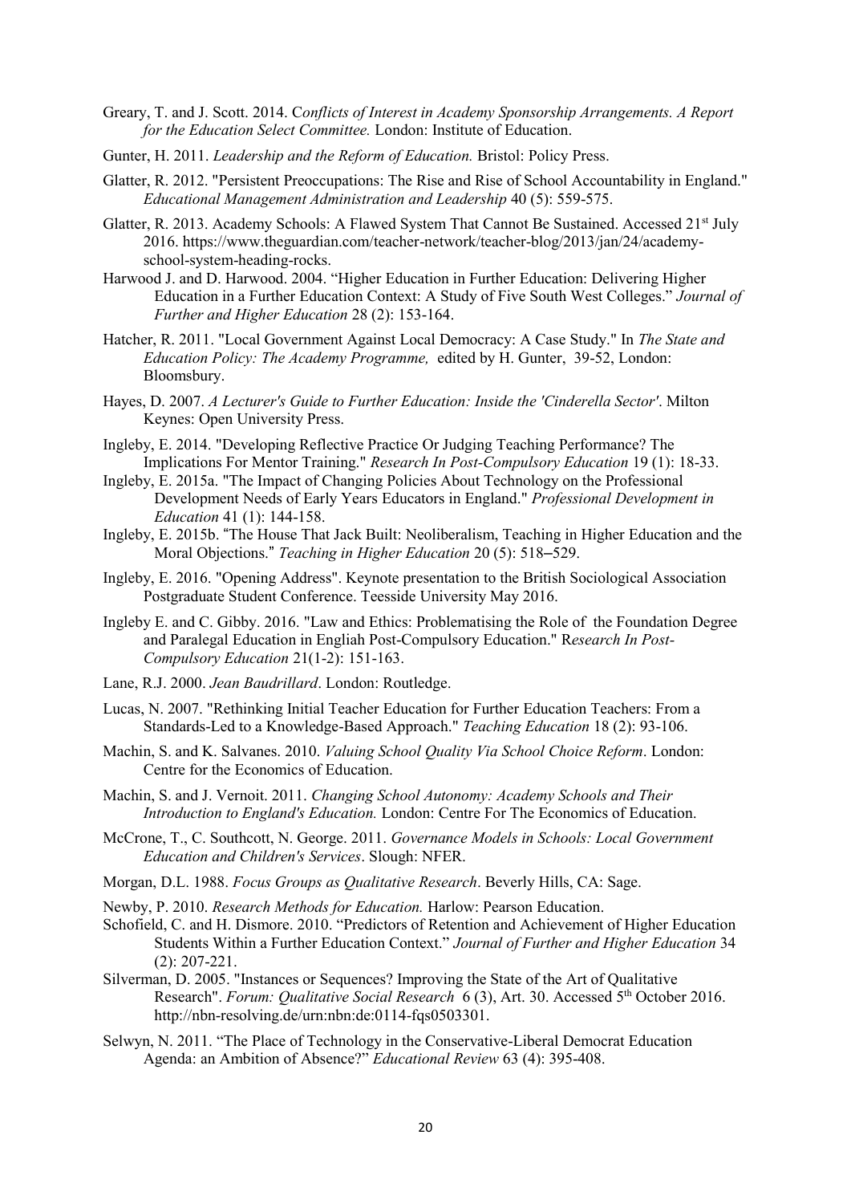Greary, T. and J. Scott. 2014. C*onflicts of Interest in Academy Sponsorship Arrangements. A Report for the Education Select Committee.* London: Institute of Education.

Gunter, H. 2011. *Leadership and the Reform of Education.* Bristol: Policy Press.

Glatter, R. 2012. "Persistent Preoccupations: The Rise and Rise of School Accountability in England." *Educational Management Administration and Leadership* 40 (5): 559-575.

Glatter, R. 2013. Academy Schools: A Flawed System That Cannot Be Sustained. Accessed 21st July 2016. https://www.theguardian.com/teacher-network/teacher-blog/2013/jan/24/academy-school-system-heading-rocks.

Harwood J. and D. Harwood. 2004. "Higher Education in Further Education: Delivering Higher Education in a Further Education Context: A Study of Five South West Colleges." *Journal of Further and Higher Education* 28 (2): 153-164.

Hatcher, R. 2011. "Local Government Against Local Democracy: A Case Study." In *The State and Education Policy: The Academy Programme,* edited by H. Gunter, 39-52, London: Bloomsbury.

Hayes, D. 2007. *A Lecturer's Guide to Further Education: Inside the 'Cinderella Sector'*. Milton Keynes: Open University Press.

Ingleby, E. 2014. "Developing Reflective Practice Or Judging Teaching Performance? The Implications For Mentor Training." *Research In Post-Compulsory Education* 19 (1): 18-33.

Ingleby, E. 2015a. "The Impact of Changing Policies About Technology on the Professional Development Needs of Early Years Educators in England." *Professional Development in Education* 41 (1): 144-158.

Ingleby, E. 2015b. "The House That Jack Built: Neoliberalism, Teaching in Higher Education and the Moral Objections." *Teaching in Higher Education* 20 (5): 518–529.

Ingleby, E. 2016. "Opening Address". Keynote presentation to the British Sociological Association Postgraduate Student Conference. Teesside University May 2016.

Ingleby E. and C. Gibby. 2016. "Law and Ethics: Problematising the Role of the Foundation Degree and Paralegal Education in Engliah Post-Compulsory Education." R*esearch In Post-Compulsory Education* 21(1-2): 151-163.

Lane, R.J. 2000. *Jean Baudrillard*. London: Routledge.

Lucas, N. 2007. "Rethinking Initial Teacher Education for Further Education Teachers: From a Standards-Led to a Knowledge-Based Approach." *Teaching Education* 18 (2): 93-106.

Machin, S. and K. Salvanes. 2010. *Valuing School Quality Via School Choice Reform*. London: Centre for the Economics of Education.

Machin, S. and J. Vernoit. 2011. *Changing School Autonomy: Academy Schools and Their Introduction to England's Education.* London: Centre For The Economics of Education.

McCrone, T., C. Southcott, N. George. 2011. *Governance Models in Schools: Local Government Education and Children's Services*. Slough: NFER.

Morgan, D.L. 1988. *Focus Groups as Qualitative Research*. Beverly Hills, CA: Sage.

Newby, P. 2010. *Research Methods for Education.* Harlow: Pearson Education.

Schofield, C. and H. Dismore. 2010. "Predictors of Retention and Achievement of Higher Education Students Within a Further Education Context." *Journal of Further and Higher Education* 34 (2): 207-221.

Silverman, D. 2005. "Instances or Sequences? Improving the State of the Art of Qualitative Research". *Forum: Qualitative Social Research* 6 (3), Art. 30. Accessed 5th October 2016. http://nbn-resolving.de/urn:nbn:de:0114-fqs0503301.

Selwyn, N. 2011. "The Place of Technology in the Conservative-Liberal Democrat Education Agenda: an Ambition of Absence?" *Educational Review* 63 (4): 395-408.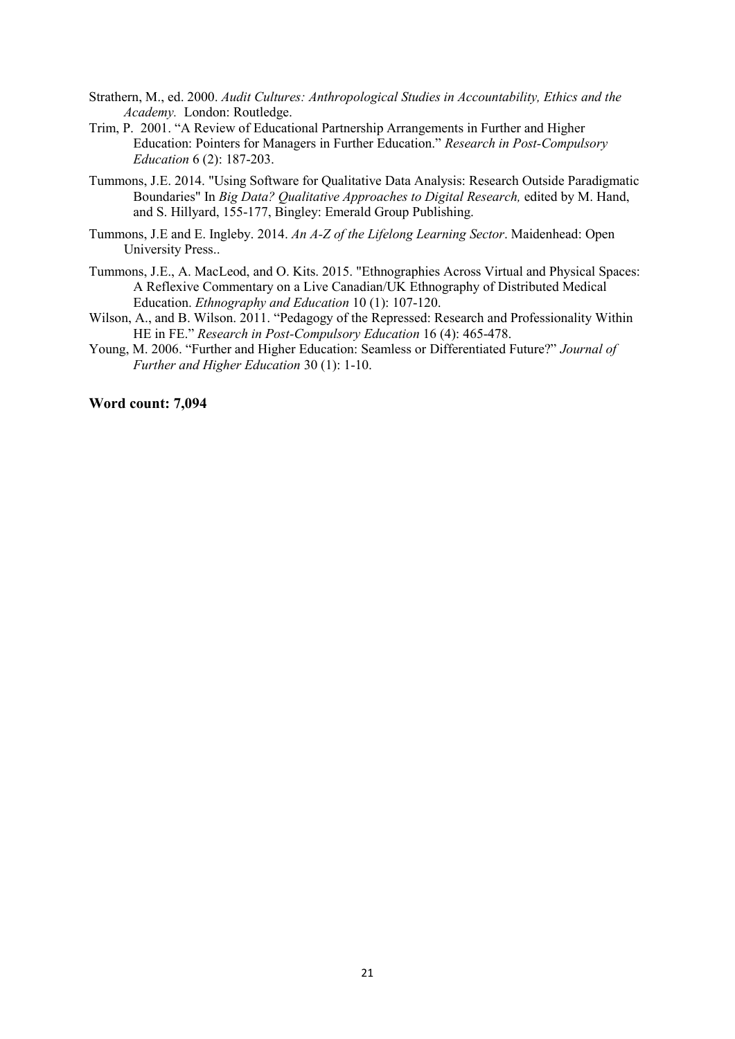Strathern, M., ed. 2000. *Audit Cultures: Anthropological Studies in Accountability, Ethics and the Academy.* London: Routledge.

Trim, P. 2001. "A Review of Educational Partnership Arrangements in Further and Higher Education: Pointers for Managers in Further Education." *Research in Post-Compulsory Education* 6 (2): 187-203.

Tummons, J.E. 2014. "Using Software for Qualitative Data Analysis: Research Outside Paradigmatic Boundaries" In *Big Data? Qualitative Approaches to Digital Research,* edited by M. Hand, and S. Hillyard, 155-177, Bingley: Emerald Group Publishing.

Tummons, J.E and E. Ingleby. 2014. *An A-Z of the Lifelong Learning Sector*. Maidenhead: Open University Press..

Tummons, J.E., A. MacLeod, and O. Kits. 2015. "Ethnographies Across Virtual and Physical Spaces: A Reflexive Commentary on a Live Canadian/UK Ethnography of Distributed Medical Education. *Ethnography and Education* 10 (1): 107-120.

Wilson, A., and B. Wilson. 2011. "Pedagogy of the Repressed: Research and Professionality Within HE in FE." *Research in Post-Compulsory Education* 16 (4): 465-478.

Young, M. 2006. "Further and Higher Education: Seamless or Differentiated Future?" *Journal of Further and Higher Education* 30 (1): 1-10.

**Word count: 7,094**